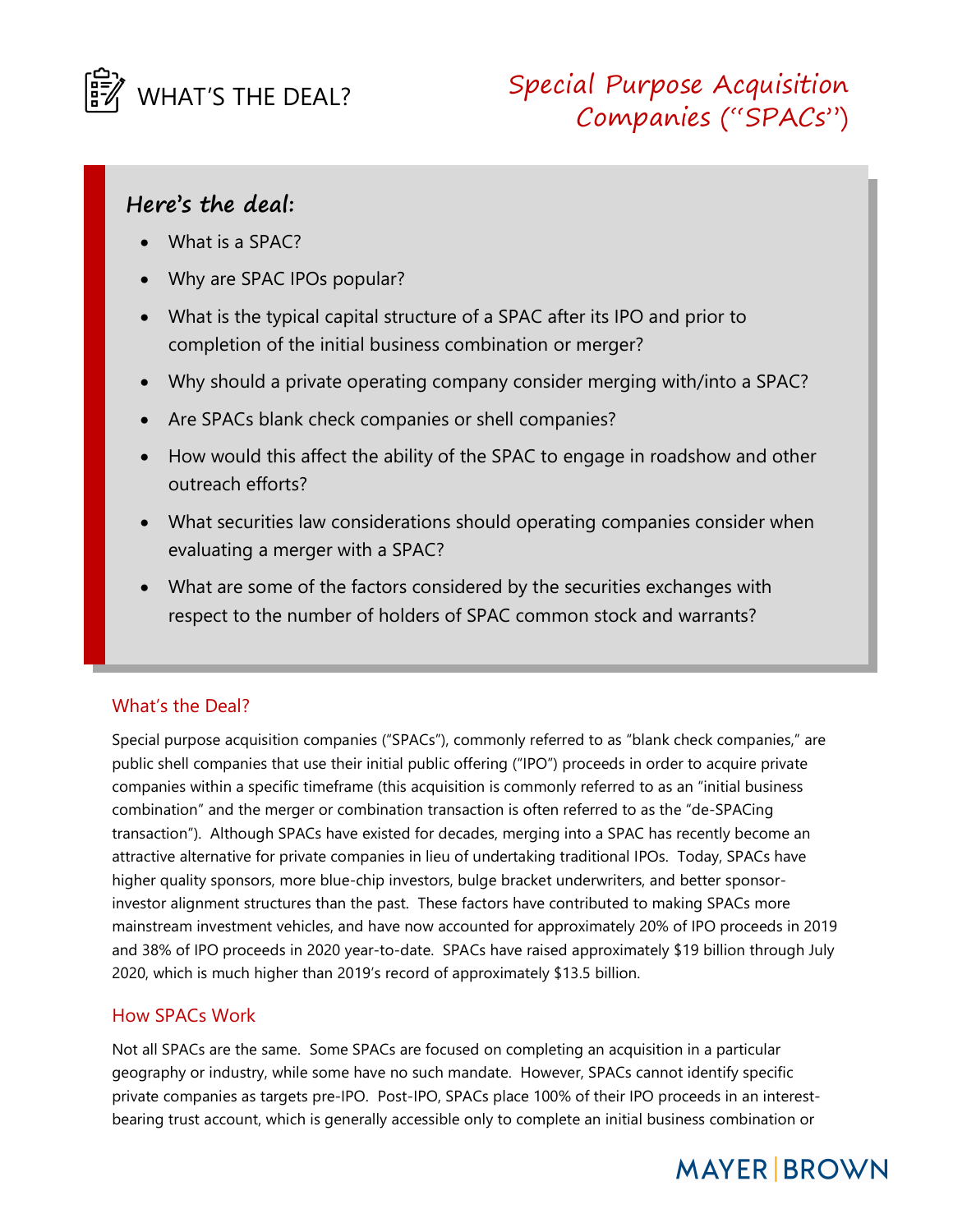# WHAT'S THE DEAL?

# Special Purpose Acquisition Companies ("SPACs")

## Here's the deal:

- What is a SPAC?
- Why are SPAC IPOs popular?
- What is the typical capital structure of a SPAC after its IPO and prior to completion of the initial business combination or merger?
- Why should a private operating company consider merging with/into a SPAC?
- Are SPACs blank check companies or shell companies?
- How would this affect the ability of the SPAC to engage in roadshow and other outreach efforts?
- What securities law considerations should operating companies consider when evaluating a merger with a SPAC?
- What are some of the factors considered by the securities exchanges with respect to the number of holders of SPAC common stock and warrants?

## What's the Deal?

Special purpose acquisition companies ("SPACs"), commonly referred to as "blank check companies," are public shell companies that use their initial public offering ("IPO") proceeds in order to acquire private companies within a specific timeframe (this acquisition is commonly referred to as an "initial business combination" and the merger or combination transaction is often referred to as the "de-SPACing transaction"). Although SPACs have existed for decades, merging into a SPAC has recently become an attractive alternative for private companies in lieu of undertaking traditional IPOs. Today, SPACs have higher quality sponsors, more blue-chip investors, bulge bracket underwriters, and better sponsor-investor alignment structures than the past. These factors have contributed to making SPACs more mainstream investment vehicles, and have now accounted for approximately 20% of IPO proceeds in 2019 and 38% of IPO proceeds in 2020 year-to-date. SPACs have raised approximately $19 billion through July 2020, which is much higher than 2019's record of approximately $13.5 billion.

## How SPACs Work

Not all SPACs are the same. Some SPACs are focused on completing an acquisition in a particular geography or industry, while some have no such mandate. However, SPACs cannot identify specific private companies as targets pre-IPO. Post-IPO, SPACs place 100% of their IPO proceeds in an interest-bearing trust account, which is generally accessible only to complete an initial business combination or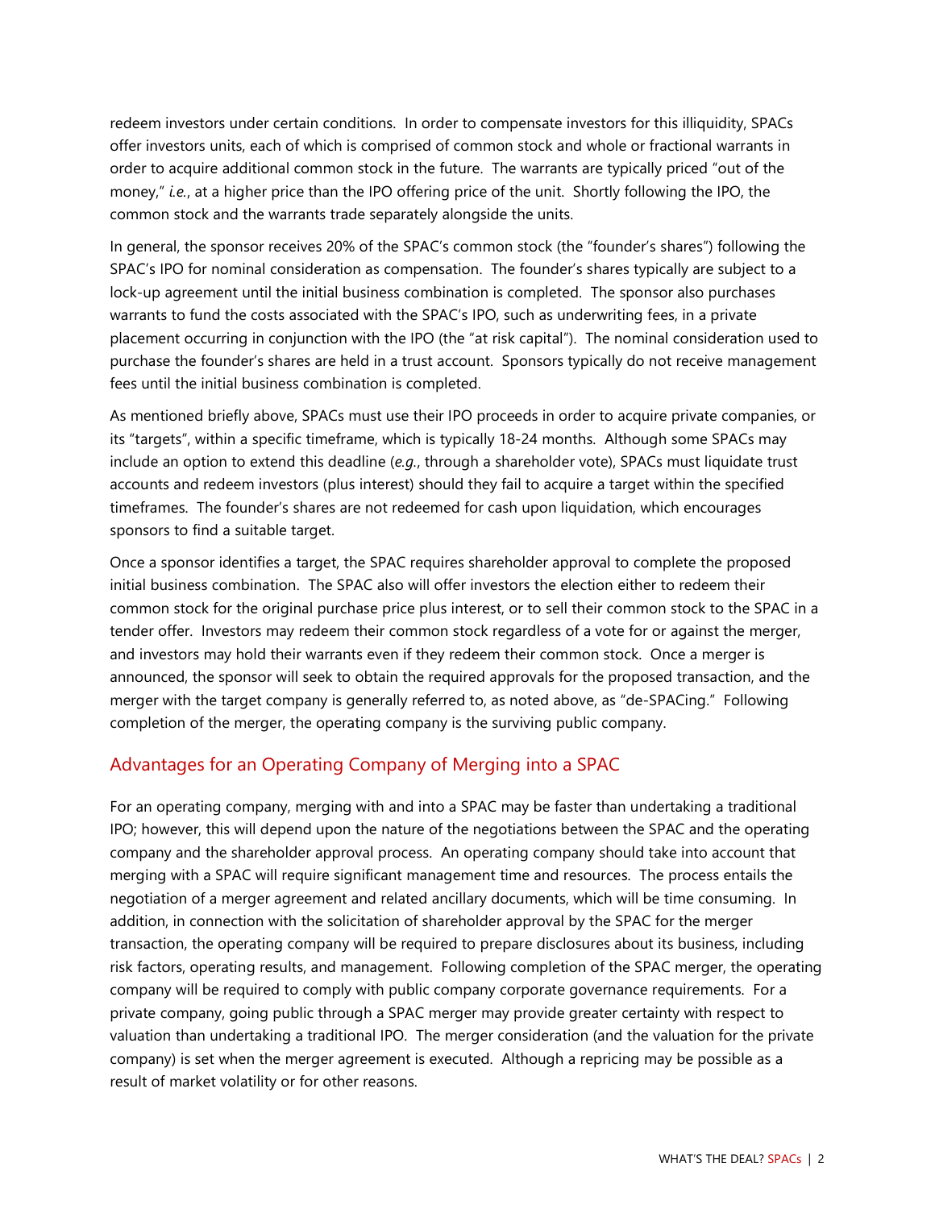redeem investors under certain conditions.  In order to compensate investors for this illiquidity, SPACs offer investors units, each of which is comprised of common stock and whole or fractional warrants in order to acquire additional common stock in the future.  The warrants are typically priced "out of the money," *i.e.*, at a higher price than the IPO offering price of the unit.  Shortly following the IPO, the common stock and the warrants trade separately alongside the units.

In general, the sponsor receives 20% of the SPAC's common stock (the "founder's shares") following the SPAC's IPO for nominal consideration as compensation.  The founder's shares typically are subject to a lock-up agreement until the initial business combination is completed.  The sponsor also purchases warrants to fund the costs associated with the SPAC's IPO, such as underwriting fees, in a private placement occurring in conjunction with the IPO (the "at risk capital").  The nominal consideration used to purchase the founder's shares are held in a trust account.  Sponsors typically do not receive management fees until the initial business combination is completed.

As mentioned briefly above, SPACs must use their IPO proceeds in order to acquire private companies, or its "targets", within a specific timeframe, which is typically 18-24 months.  Although some SPACs may include an option to extend this deadline (*e.g.*, through a shareholder vote), SPACs must liquidate trust accounts and redeem investors (plus interest) should they fail to acquire a target within the specified timeframes.  The founder's shares are not redeemed for cash upon liquidation, which encourages sponsors to find a suitable target.

Once a sponsor identifies a target, the SPAC requires shareholder approval to complete the proposed initial business combination.  The SPAC also will offer investors the election either to redeem their common stock for the original purchase price plus interest, or to sell their common stock to the SPAC in a tender offer.  Investors may redeem their common stock regardless of a vote for or against the merger, and investors may hold their warrants even if they redeem their common stock.  Once a merger is announced, the sponsor will seek to obtain the required approvals for the proposed transaction, and the merger with the target company is generally referred to, as noted above, as "de-SPACing."  Following completion of the merger, the operating company is the surviving public company.

## Advantages for an Operating Company of Merging into a SPAC

For an operating company, merging with and into a SPAC may be faster than undertaking a traditional IPO; however, this will depend upon the nature of the negotiations between the SPAC and the operating company and the shareholder approval process.  An operating company should take into account that merging with a SPAC will require significant management time and resources.  The process entails the negotiation of a merger agreement and related ancillary documents, which will be time consuming.  In addition, in connection with the solicitation of shareholder approval by the SPAC for the merger transaction, the operating company will be required to prepare disclosures about its business, including risk factors, operating results, and management.  Following completion of the SPAC merger, the operating company will be required to comply with public company corporate governance requirements.  For a private company, going public through a SPAC merger may provide greater certainty with respect to valuation than undertaking a traditional IPO.  The merger consideration (and the valuation for the private company) is set when the merger agreement is executed.  Although a repricing may be possible as a result of market volatility or for other reasons.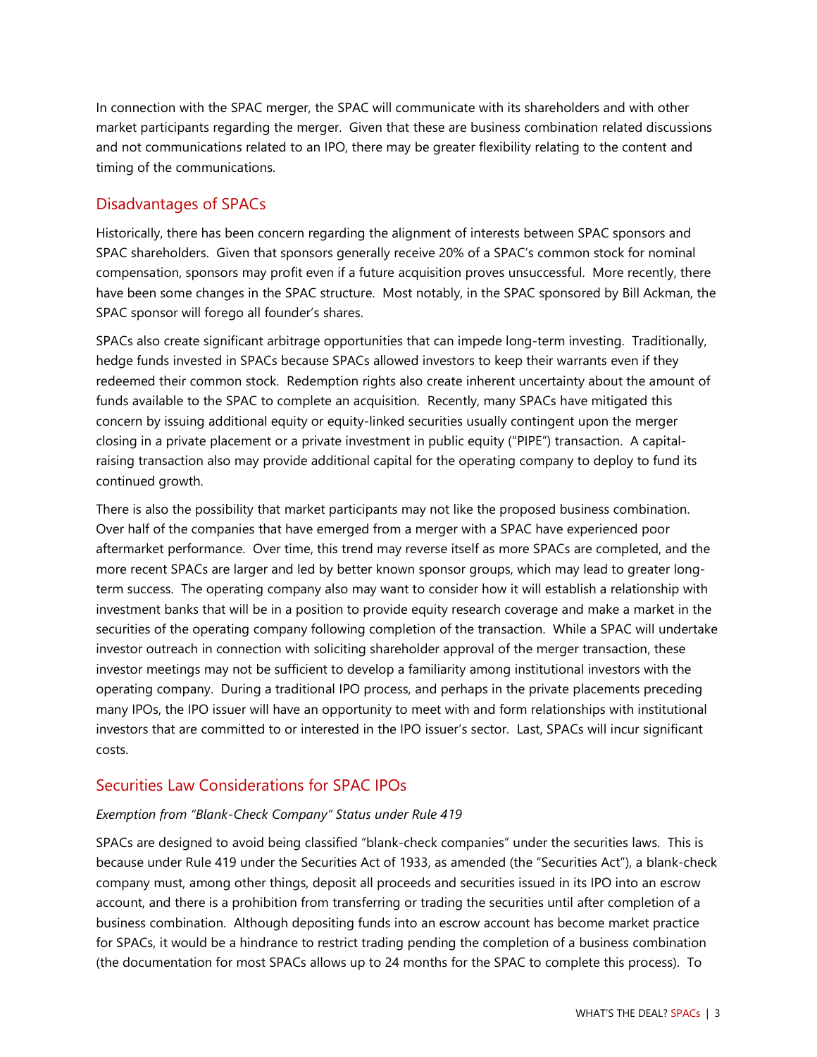In connection with the SPAC merger, the SPAC will communicate with its shareholders and with other market participants regarding the merger. Given that these are business combination related discussions and not communications related to an IPO, there may be greater flexibility relating to the content and timing of the communications.

## Disadvantages of SPACs

Historically, there has been concern regarding the alignment of interests between SPAC sponsors and SPAC shareholders. Given that sponsors generally receive 20% of a SPAC's common stock for nominal compensation, sponsors may profit even if a future acquisition proves unsuccessful. More recently, there have been some changes in the SPAC structure. Most notably, in the SPAC sponsored by Bill Ackman, the SPAC sponsor will forego all founder's shares.

SPACs also create significant arbitrage opportunities that can impede long-term investing. Traditionally, hedge funds invested in SPACs because SPACs allowed investors to keep their warrants even if they redeemed their common stock. Redemption rights also create inherent uncertainty about the amount of funds available to the SPAC to complete an acquisition. Recently, many SPACs have mitigated this concern by issuing additional equity or equity-linked securities usually contingent upon the merger closing in a private placement or a private investment in public equity ("PIPE") transaction. A capital-raising transaction also may provide additional capital for the operating company to deploy to fund its continued growth.

There is also the possibility that market participants may not like the proposed business combination. Over half of the companies that have emerged from a merger with a SPAC have experienced poor aftermarket performance. Over time, this trend may reverse itself as more SPACs are completed, and the more recent SPACs are larger and led by better known sponsor groups, which may lead to greater long-term success. The operating company also may want to consider how it will establish a relationship with investment banks that will be in a position to provide equity research coverage and make a market in the securities of the operating company following completion of the transaction. While a SPAC will undertake investor outreach in connection with soliciting shareholder approval of the merger transaction, these investor meetings may not be sufficient to develop a familiarity among institutional investors with the operating company. During a traditional IPO process, and perhaps in the private placements preceding many IPOs, the IPO issuer will have an opportunity to meet with and form relationships with institutional investors that are committed to or interested in the IPO issuer's sector. Last, SPACs will incur significant costs.

## Securities Law Considerations for SPAC IPOs

*Exemption from "Blank-Check Company" Status under Rule 419*

SPACs are designed to avoid being classified "blank-check companies" under the securities laws. This is because under Rule 419 under the Securities Act of 1933, as amended (the "Securities Act"), a blank-check company must, among other things, deposit all proceeds and securities issued in its IPO into an escrow account, and there is a prohibition from transferring or trading the securities until after completion of a business combination. Although depositing funds into an escrow account has become market practice for SPACs, it would be a hindrance to restrict trading pending the completion of a business combination (the documentation for most SPACs allows up to 24 months for the SPAC to complete this process). To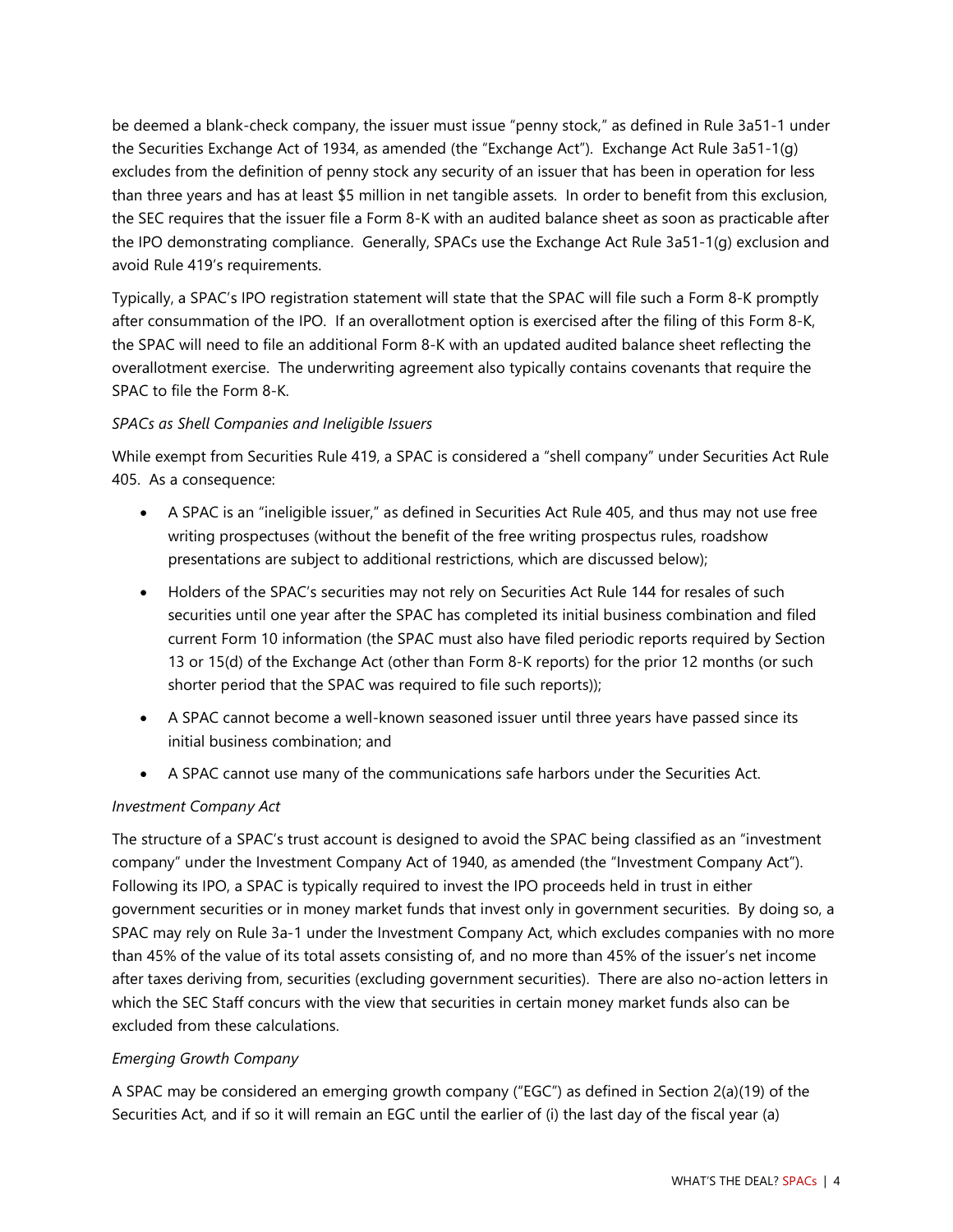be deemed a blank-check company, the issuer must issue "penny stock," as defined in Rule 3a51-1 under the Securities Exchange Act of 1934, as amended (the "Exchange Act"). Exchange Act Rule 3a51-1(g) excludes from the definition of penny stock any security of an issuer that has been in operation for less than three years and has at least $5 million in net tangible assets. In order to benefit from this exclusion, the SEC requires that the issuer file a Form 8-K with an audited balance sheet as soon as practicable after the IPO demonstrating compliance. Generally, SPACs use the Exchange Act Rule 3a51-1(g) exclusion and avoid Rule 419's requirements.

Typically, a SPAC's IPO registration statement will state that the SPAC will file such a Form 8-K promptly after consummation of the IPO. If an overallotment option is exercised after the filing of this Form 8-K, the SPAC will need to file an additional Form 8-K with an updated audited balance sheet reflecting the overallotment exercise. The underwriting agreement also typically contains covenants that require the SPAC to file the Form 8-K.

*SPACs as Shell Companies and Ineligible Issuers*

While exempt from Securities Rule 419, a SPAC is considered a "shell company" under Securities Act Rule 405. As a consequence:

- A SPAC is an "ineligible issuer," as defined in Securities Act Rule 405, and thus may not use free writing prospectuses (without the benefit of the free writing prospectus rules, roadshow presentations are subject to additional restrictions, which are discussed below);
- Holders of the SPAC's securities may not rely on Securities Act Rule 144 for resales of such securities until one year after the SPAC has completed its initial business combination and filed current Form 10 information (the SPAC must also have filed periodic reports required by Section 13 or 15(d) of the Exchange Act (other than Form 8-K reports) for the prior 12 months (or such shorter period that the SPAC was required to file such reports));
- A SPAC cannot become a well-known seasoned issuer until three years have passed since its initial business combination; and
- A SPAC cannot use many of the communications safe harbors under the Securities Act.

*Investment Company Act*

The structure of a SPAC's trust account is designed to avoid the SPAC being classified as an "investment company" under the Investment Company Act of 1940, as amended (the "Investment Company Act"). Following its IPO, a SPAC is typically required to invest the IPO proceeds held in trust in either government securities or in money market funds that invest only in government securities. By doing so, a SPAC may rely on Rule 3a-1 under the Investment Company Act, which excludes companies with no more than 45% of the value of its total assets consisting of, and no more than 45% of the issuer's net income after taxes deriving from, securities (excluding government securities). There are also no-action letters in which the SEC Staff concurs with the view that securities in certain money market funds also can be excluded from these calculations.

*Emerging Growth Company*

A SPAC may be considered an emerging growth company ("EGC") as defined in Section 2(a)(19) of the Securities Act, and if so it will remain an EGC until the earlier of (i) the last day of the fiscal year (a)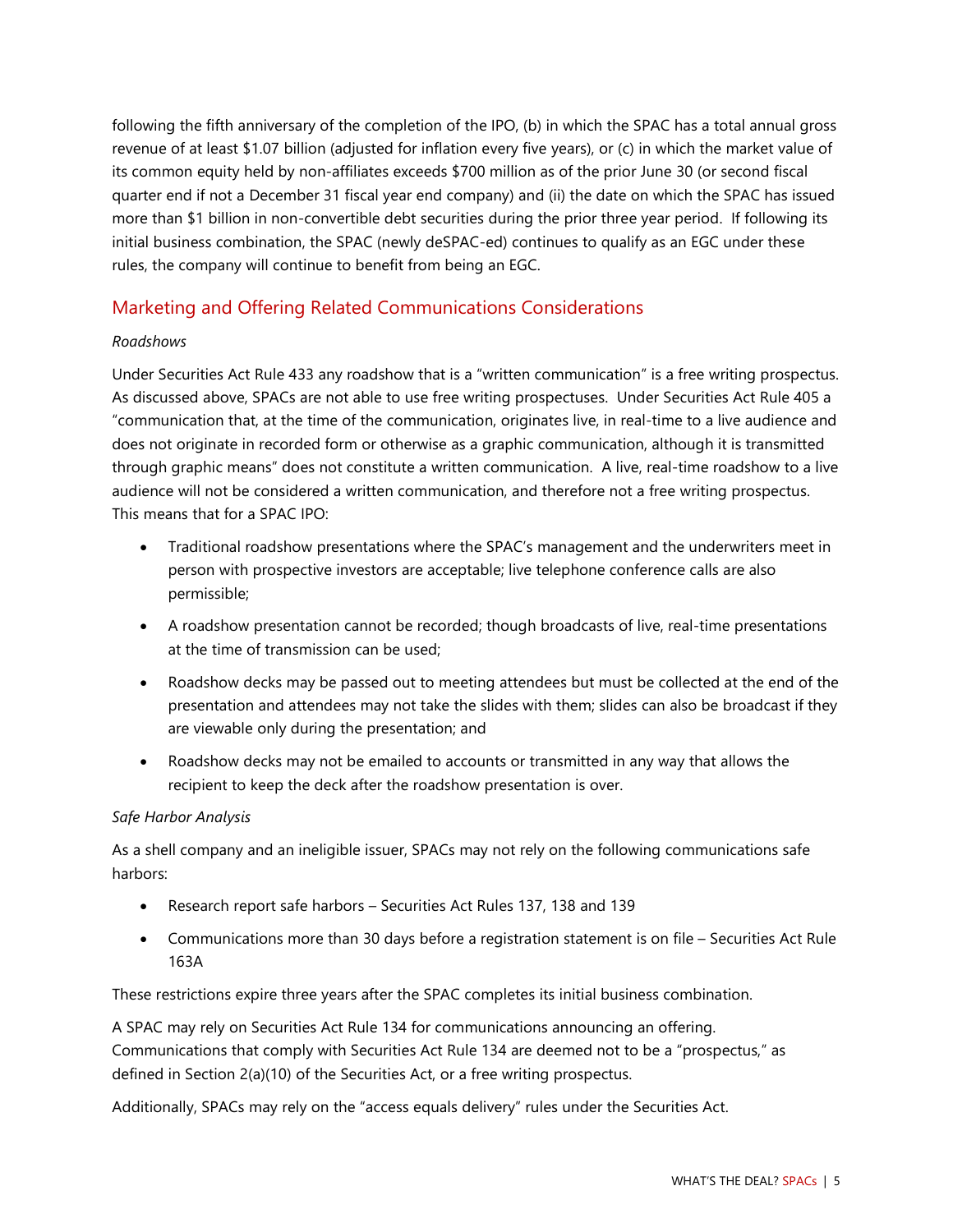following the fifth anniversary of the completion of the IPO, (b) in which the SPAC has a total annual gross revenue of at least $1.07 billion (adjusted for inflation every five years), or (c) in which the market value of its common equity held by non-affiliates exceeds $700 million as of the prior June 30 (or second fiscal quarter end if not a December 31 fiscal year end company) and (ii) the date on which the SPAC has issued more than $1 billion in non-convertible debt securities during the prior three year period. If following its initial business combination, the SPAC (newly deSPAC-ed) continues to qualify as an EGC under these rules, the company will continue to benefit from being an EGC.

## Marketing and Offering Related Communications Considerations

*Roadshows*

Under Securities Act Rule 433 any roadshow that is a "written communication" is a free writing prospectus. As discussed above, SPACs are not able to use free writing prospectuses. Under Securities Act Rule 405 a "communication that, at the time of the communication, originates live, in real-time to a live audience and does not originate in recorded form or otherwise as a graphic communication, although it is transmitted through graphic means" does not constitute a written communication. A live, real-time roadshow to a live audience will not be considered a written communication, and therefore not a free writing prospectus. This means that for a SPAC IPO:

- Traditional roadshow presentations where the SPAC's management and the underwriters meet in person with prospective investors are acceptable; live telephone conference calls are also permissible;
- A roadshow presentation cannot be recorded; though broadcasts of live, real-time presentations at the time of transmission can be used;
- Roadshow decks may be passed out to meeting attendees but must be collected at the end of the presentation and attendees may not take the slides with them; slides can also be broadcast if they are viewable only during the presentation; and
- Roadshow decks may not be emailed to accounts or transmitted in any way that allows the recipient to keep the deck after the roadshow presentation is over.

*Safe Harbor Analysis*

As a shell company and an ineligible issuer, SPACs may not rely on the following communications safe harbors:

- Research report safe harbors – Securities Act Rules 137, 138 and 139
- Communications more than 30 days before a registration statement is on file – Securities Act Rule 163A

These restrictions expire three years after the SPAC completes its initial business combination.

A SPAC may rely on Securities Act Rule 134 for communications announcing an offering. Communications that comply with Securities Act Rule 134 are deemed not to be a "prospectus," as defined in Section 2(a)(10) of the Securities Act, or a free writing prospectus.

Additionally, SPACs may rely on the "access equals delivery" rules under the Securities Act.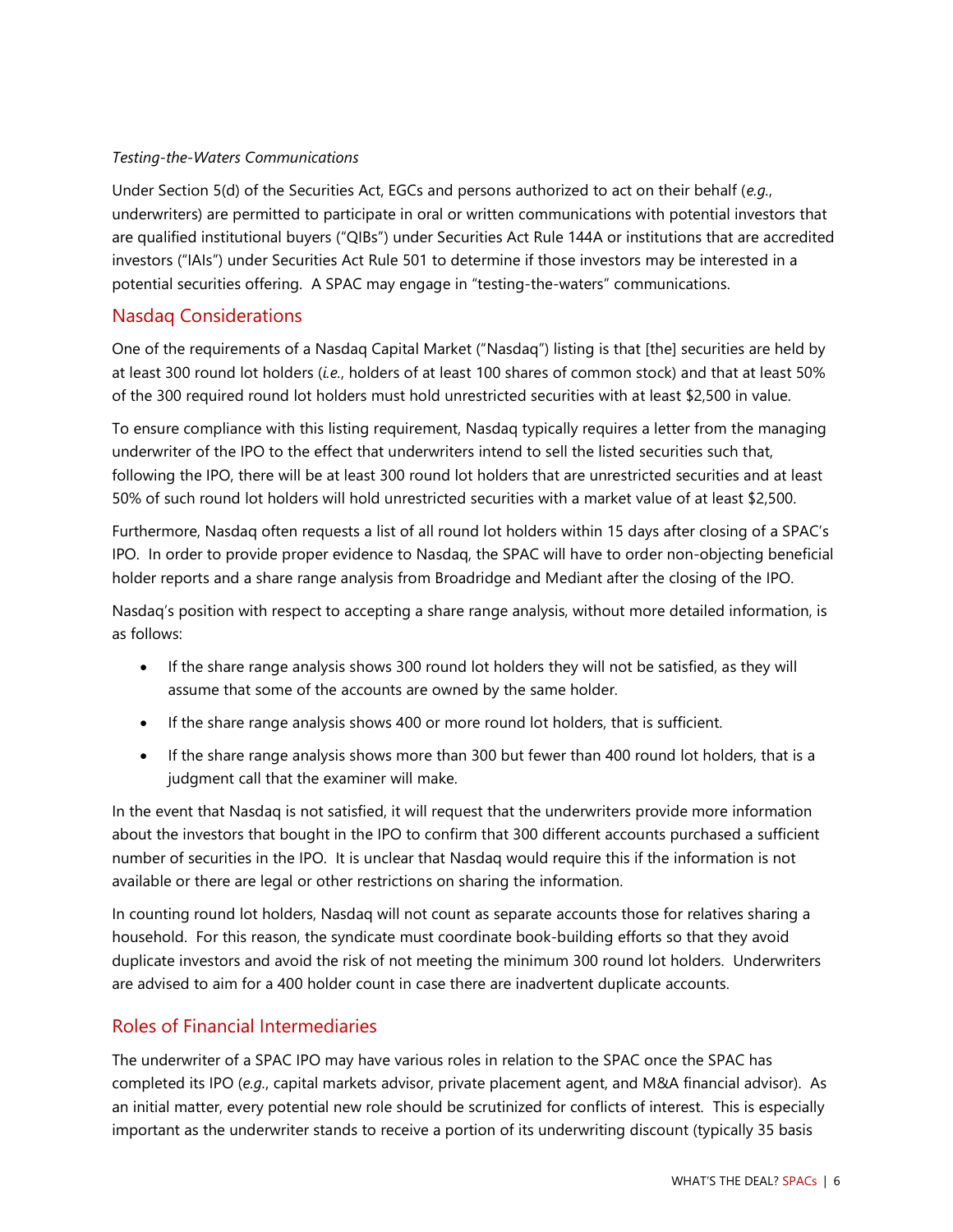*Testing-the-Waters Communications*

Under Section 5(d) of the Securities Act, EGCs and persons authorized to act on their behalf (*e.g.*, underwriters) are permitted to participate in oral or written communications with potential investors that are qualified institutional buyers ("QIBs") under Securities Act Rule 144A or institutions that are accredited investors ("IAIs") under Securities Act Rule 501 to determine if those investors may be interested in a potential securities offering. A SPAC may engage in "testing-the-waters" communications.

## Nasdaq Considerations

One of the requirements of a Nasdaq Capital Market ("Nasdaq") listing is that [the] securities are held by at least 300 round lot holders (*i.e.*, holders of at least 100 shares of common stock) and that at least 50% of the 300 required round lot holders must hold unrestricted securities with at least $2,500 in value.

To ensure compliance with this listing requirement, Nasdaq typically requires a letter from the managing underwriter of the IPO to the effect that underwriters intend to sell the listed securities such that, following the IPO, there will be at least 300 round lot holders that are unrestricted securities and at least 50% of such round lot holders will hold unrestricted securities with a market value of at least $2,500.

Furthermore, Nasdaq often requests a list of all round lot holders within 15 days after closing of a SPAC's IPO. In order to provide proper evidence to Nasdaq, the SPAC will have to order non-objecting beneficial holder reports and a share range analysis from Broadridge and Mediant after the closing of the IPO.

Nasdaq's position with respect to accepting a share range analysis, without more detailed information, is as follows:

- If the share range analysis shows 300 round lot holders they will not be satisfied, as they will assume that some of the accounts are owned by the same holder.
- If the share range analysis shows 400 or more round lot holders, that is sufficient.
- If the share range analysis shows more than 300 but fewer than 400 round lot holders, that is a judgment call that the examiner will make.

In the event that Nasdaq is not satisfied, it will request that the underwriters provide more information about the investors that bought in the IPO to confirm that 300 different accounts purchased a sufficient number of securities in the IPO. It is unclear that Nasdaq would require this if the information is not available or there are legal or other restrictions on sharing the information.

In counting round lot holders, Nasdaq will not count as separate accounts those for relatives sharing a household. For this reason, the syndicate must coordinate book-building efforts so that they avoid duplicate investors and avoid the risk of not meeting the minimum 300 round lot holders. Underwriters are advised to aim for a 400 holder count in case there are inadvertent duplicate accounts.

## Roles of Financial Intermediaries

The underwriter of a SPAC IPO may have various roles in relation to the SPAC once the SPAC has completed its IPO (*e.g.*, capital markets advisor, private placement agent, and M&A financial advisor). As an initial matter, every potential new role should be scrutinized for conflicts of interest. This is especially important as the underwriter stands to receive a portion of its underwriting discount (typically 35 basis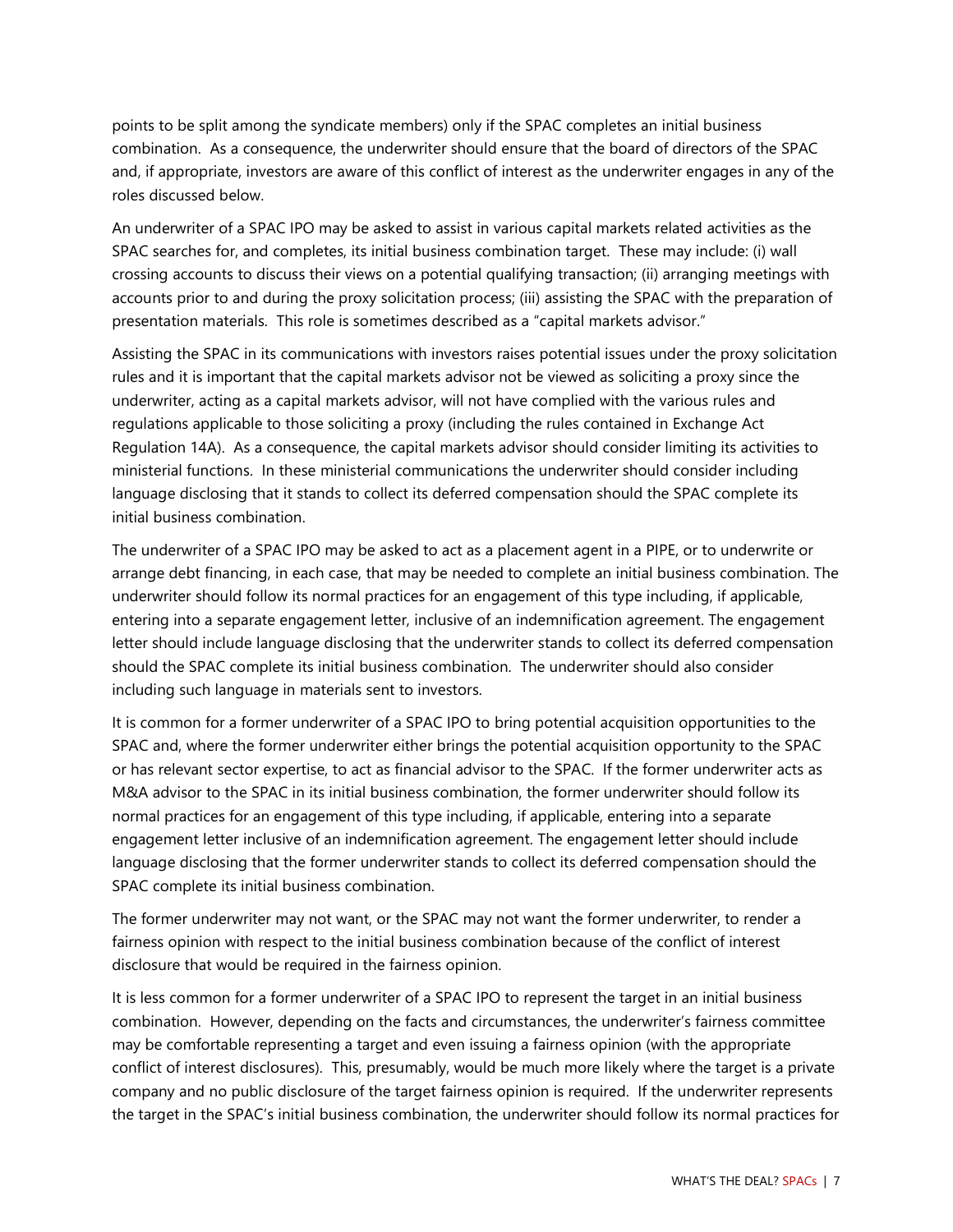points to be split among the syndicate members) only if the SPAC completes an initial business combination. As a consequence, the underwriter should ensure that the board of directors of the SPAC and, if appropriate, investors are aware of this conflict of interest as the underwriter engages in any of the roles discussed below.

An underwriter of a SPAC IPO may be asked to assist in various capital markets related activities as the SPAC searches for, and completes, its initial business combination target. These may include: (i) wall crossing accounts to discuss their views on a potential qualifying transaction; (ii) arranging meetings with accounts prior to and during the proxy solicitation process; (iii) assisting the SPAC with the preparation of presentation materials. This role is sometimes described as a "capital markets advisor."

Assisting the SPAC in its communications with investors raises potential issues under the proxy solicitation rules and it is important that the capital markets advisor not be viewed as soliciting a proxy since the underwriter, acting as a capital markets advisor, will not have complied with the various rules and regulations applicable to those soliciting a proxy (including the rules contained in Exchange Act Regulation 14A). As a consequence, the capital markets advisor should consider limiting its activities to ministerial functions. In these ministerial communications the underwriter should consider including language disclosing that it stands to collect its deferred compensation should the SPAC complete its initial business combination.

The underwriter of a SPAC IPO may be asked to act as a placement agent in a PIPE, or to underwrite or arrange debt financing, in each case, that may be needed to complete an initial business combination. The underwriter should follow its normal practices for an engagement of this type including, if applicable, entering into a separate engagement letter, inclusive of an indemnification agreement. The engagement letter should include language disclosing that the underwriter stands to collect its deferred compensation should the SPAC complete its initial business combination. The underwriter should also consider including such language in materials sent to investors.

It is common for a former underwriter of a SPAC IPO to bring potential acquisition opportunities to the SPAC and, where the former underwriter either brings the potential acquisition opportunity to the SPAC or has relevant sector expertise, to act as financial advisor to the SPAC. If the former underwriter acts as M&A advisor to the SPAC in its initial business combination, the former underwriter should follow its normal practices for an engagement of this type including, if applicable, entering into a separate engagement letter inclusive of an indemnification agreement. The engagement letter should include language disclosing that the former underwriter stands to collect its deferred compensation should the SPAC complete its initial business combination.

The former underwriter may not want, or the SPAC may not want the former underwriter, to render a fairness opinion with respect to the initial business combination because of the conflict of interest disclosure that would be required in the fairness opinion.

It is less common for a former underwriter of a SPAC IPO to represent the target in an initial business combination. However, depending on the facts and circumstances, the underwriter's fairness committee may be comfortable representing a target and even issuing a fairness opinion (with the appropriate conflict of interest disclosures). This, presumably, would be much more likely where the target is a private company and no public disclosure of the target fairness opinion is required. If the underwriter represents the target in the SPAC's initial business combination, the underwriter should follow its normal practices for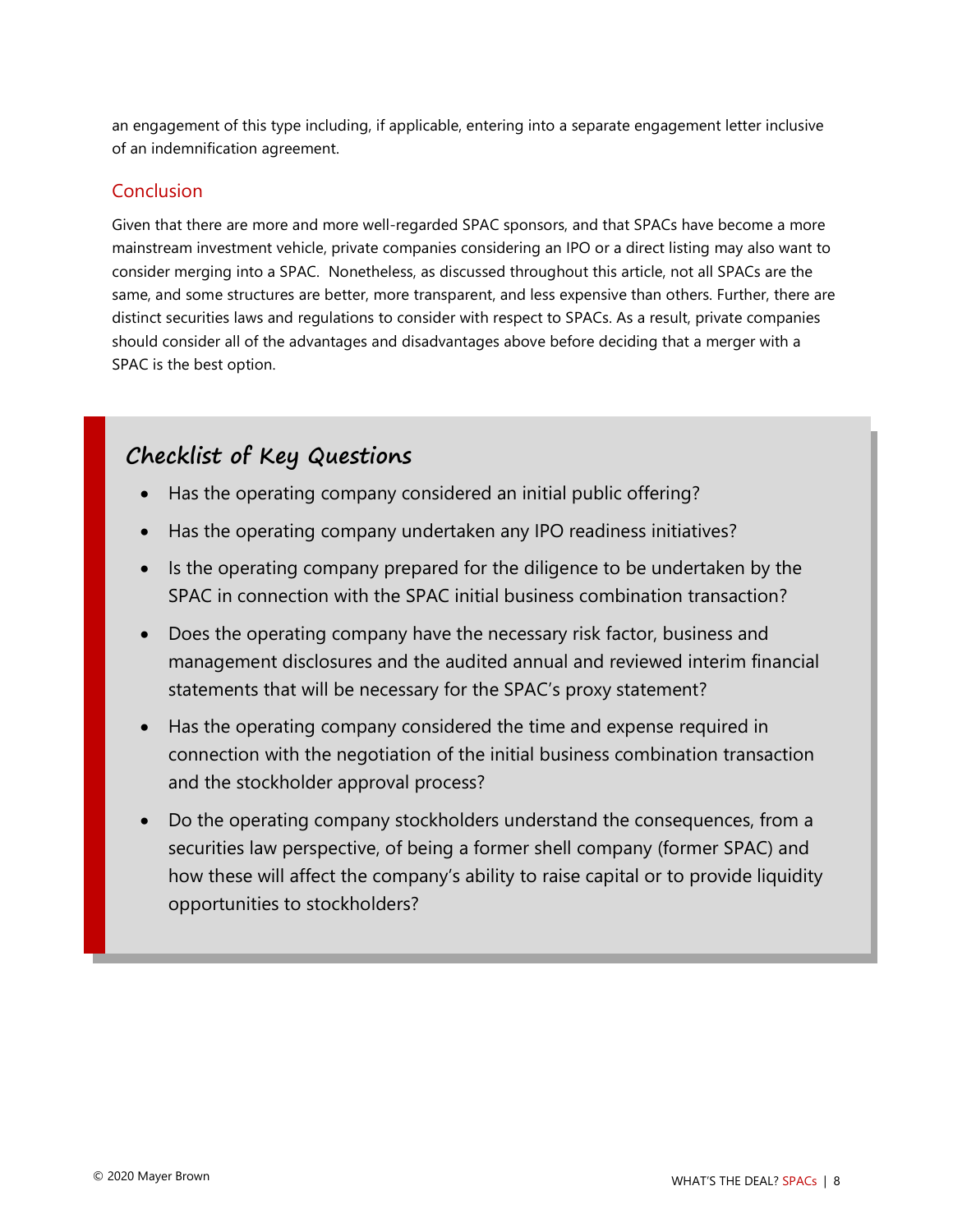an engagement of this type including, if applicable, entering into a separate engagement letter inclusive of an indemnification agreement.

## Conclusion

Given that there are more and more well-regarded SPAC sponsors, and that SPACs have become a more mainstream investment vehicle, private companies considering an IPO or a direct listing may also want to consider merging into a SPAC. Nonetheless, as discussed throughout this article, not all SPACs are the same, and some structures are better, more transparent, and less expensive than others. Further, there are distinct securities laws and regulations to consider with respect to SPACs. As a result, private companies should consider all of the advantages and disadvantages above before deciding that a merger with a SPAC is the best option.

## Checklist of Key Questions

- Has the operating company considered an initial public offering?
- Has the operating company undertaken any IPO readiness initiatives?
- Is the operating company prepared for the diligence to be undertaken by the SPAC in connection with the SPAC initial business combination transaction?
- Does the operating company have the necessary risk factor, business and management disclosures and the audited annual and reviewed interim financial statements that will be necessary for the SPAC's proxy statement?
- Has the operating company considered the time and expense required in connection with the negotiation of the initial business combination transaction and the stockholder approval process?
- Do the operating company stockholders understand the consequences, from a securities law perspective, of being a former shell company (former SPAC) and how these will affect the company's ability to raise capital or to provide liquidity opportunities to stockholders?

© 2020 Mayer Brown